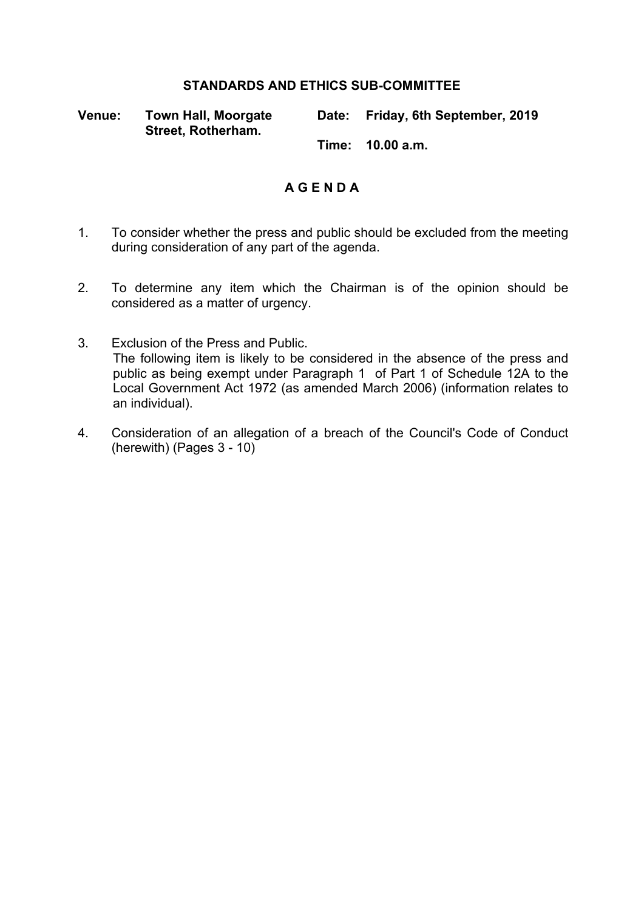## STANDARDS AND ETHICS SUB-COMMITTEE

**Venue:** **Town Hall, Moorgate Street, Rotherham.**

**Date:** **Friday, 6th September, 2019**

**Time:** **10.00 a.m.**

### A G E N D A

1. To consider whether the press and public should be excluded from the meeting during consideration of any part of the agenda.

2. To determine any item which the Chairman is of the opinion should be considered as a matter of urgency.

3. Exclusion of the Press and Public.
   The following item is likely to be considered in the absence of the press and public as being exempt under Paragraph 1 of Part 1 of Schedule 12A to the Local Government Act 1972 (as amended March 2006) (information relates to an individual).

4. Consideration of an allegation of a breach of the Council's Code of Conduct (herewith) (Pages 3 - 10)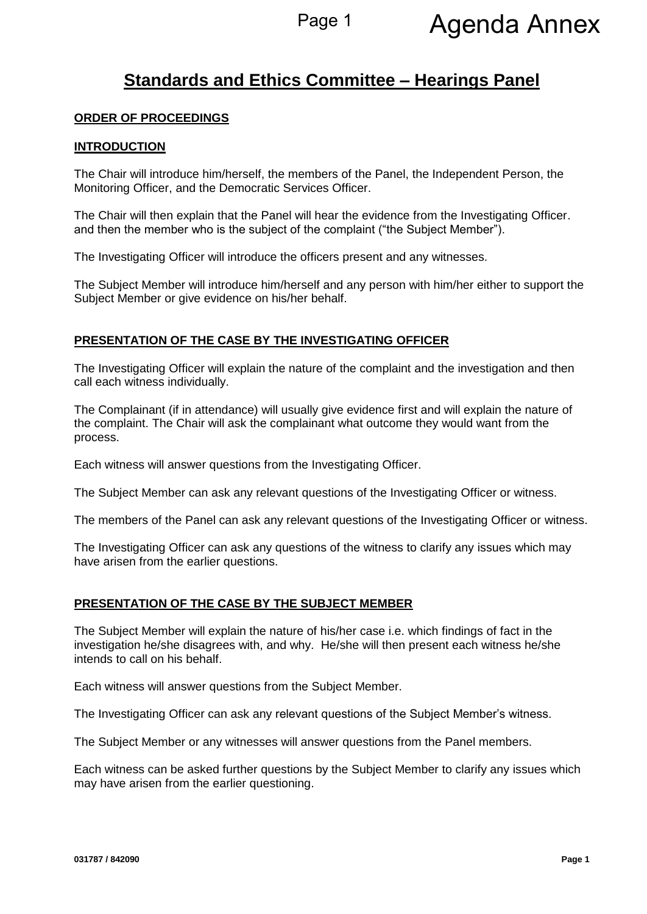# Standards and Ethics Committee – Hearings Panel

**ORDER OF PROCEEDINGS**

**INTRODUCTION**

The Chair will introduce him/herself, the members of the Panel, the Independent Person, the Monitoring Officer, and the Democratic Services Officer.

The Chair will then explain that the Panel will hear the evidence from the Investigating Officer. and then the member who is the subject of the complaint ("the Subject Member").

The Investigating Officer will introduce the officers present and any witnesses.

The Subject Member will introduce him/herself and any person with him/her either to support the Subject Member or give evidence on his/her behalf.

**PRESENTATION OF THE CASE BY THE INVESTIGATING OFFICER**

The Investigating Officer will explain the nature of the complaint and the investigation and then call each witness individually.

The Complainant (if in attendance) will usually give evidence first and will explain the nature of the complaint. The Chair will ask the complainant what outcome they would want from the process.

Each witness will answer questions from the Investigating Officer.

The Subject Member can ask any relevant questions of the Investigating Officer or witness.

The members of the Panel can ask any relevant questions of the Investigating Officer or witness.

The Investigating Officer can ask any questions of the witness to clarify any issues which may have arisen from the earlier questions.

**PRESENTATION OF THE CASE BY THE SUBJECT MEMBER**

The Subject Member will explain the nature of his/her case i.e. which findings of fact in the investigation he/she disagrees with, and why. He/she will then present each witness he/she intends to call on his behalf.

Each witness will answer questions from the Subject Member.

The Investigating Officer can ask any relevant questions of the Subject Member's witness.

The Subject Member or any witnesses will answer questions from the Panel members.

Each witness can be asked further questions by the Subject Member to clarify any issues which may have arisen from the earlier questioning.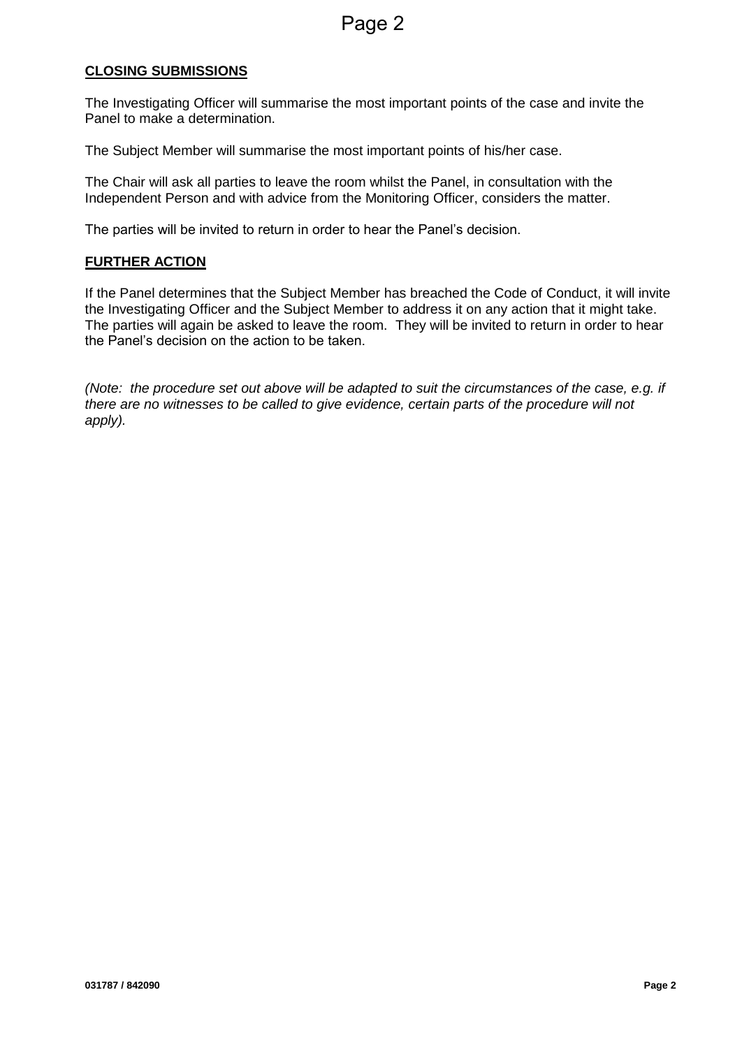## CLOSING SUBMISSIONS

The Investigating Officer will summarise the most important points of the case and invite the Panel to make a determination.

The Subject Member will summarise the most important points of his/her case.

The Chair will ask all parties to leave the room whilst the Panel, in consultation with the Independent Person and with advice from the Monitoring Officer, considers the matter.

The parties will be invited to return in order to hear the Panel's decision.

## FURTHER ACTION

If the Panel determines that the Subject Member has breached the Code of Conduct, it will invite the Investigating Officer and the Subject Member to address it on any action that it might take. The parties will again be asked to leave the room. They will be invited to return in order to hear the Panel's decision on the action to be taken.

*(Note: the procedure set out above will be adapted to suit the circumstances of the case, e.g. if there are no witnesses to be called to give evidence, certain parts of the procedure will not apply).*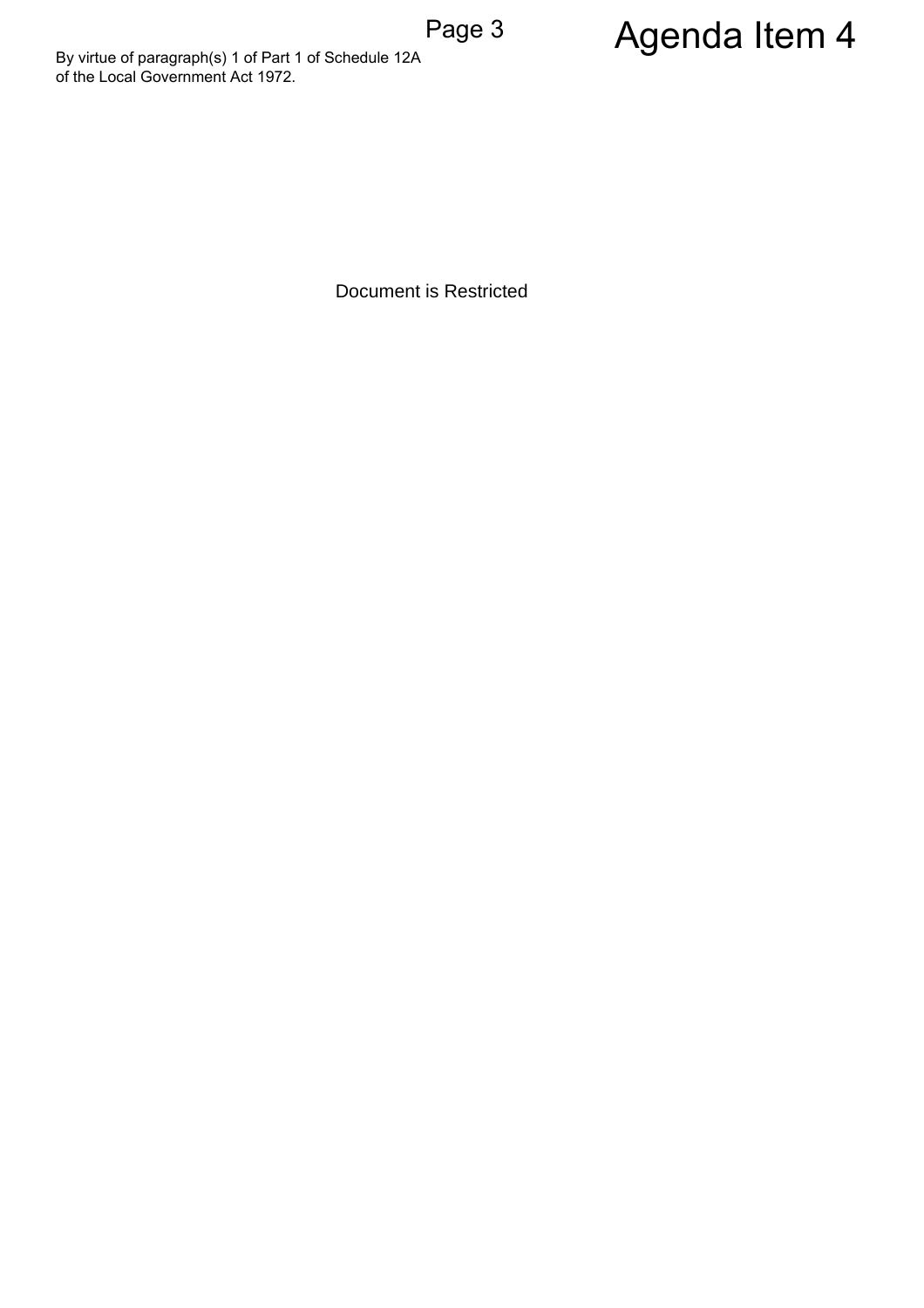# Agenda Item 4

By virtue of paragraph(s) 1 of Part 1 of Schedule 12A of the Local Government Act 1972.

Document is Restricted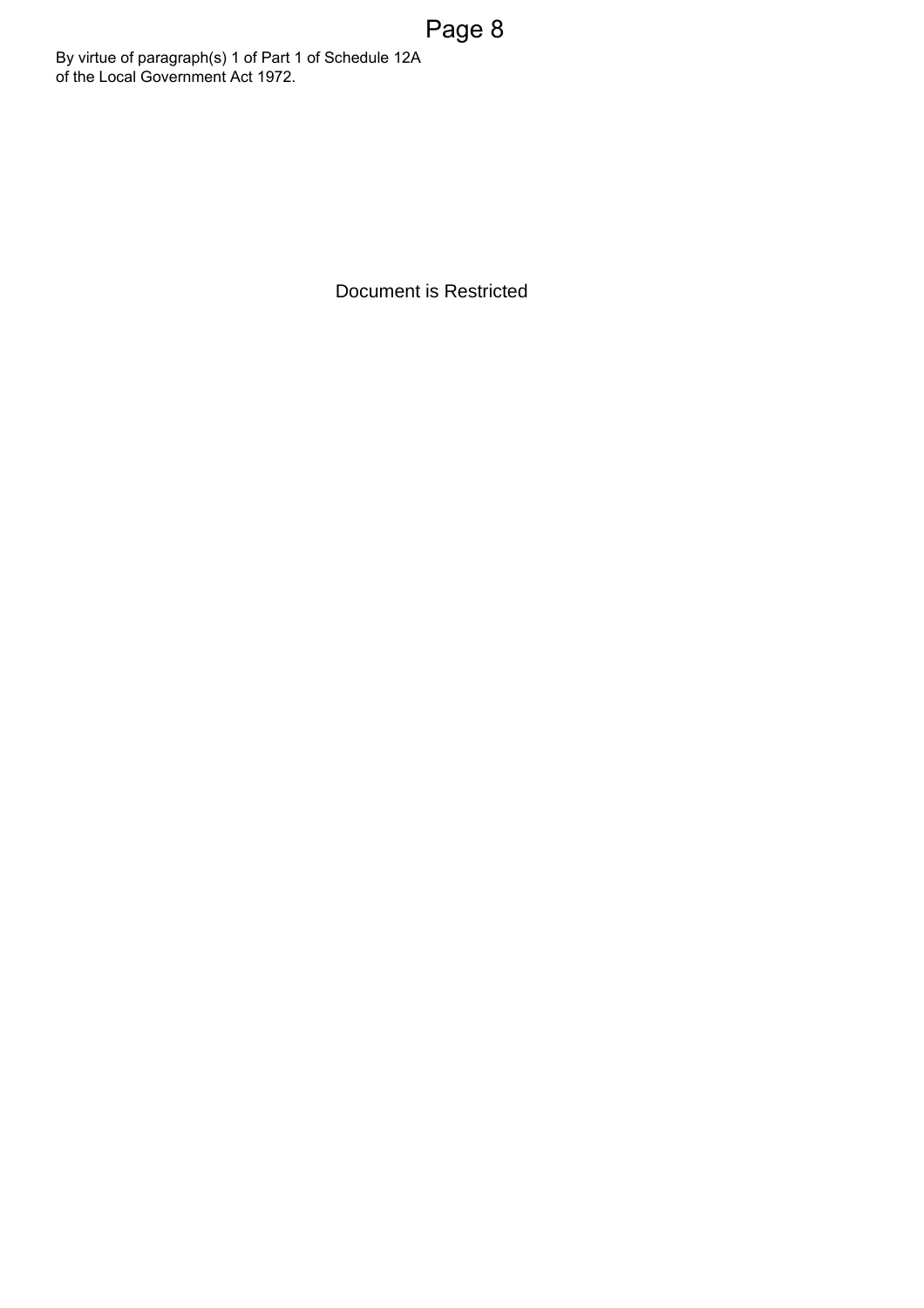By virtue of paragraph(s) 1 of Part 1 of Schedule 12A of the Local Government Act 1972.

Document is Restricted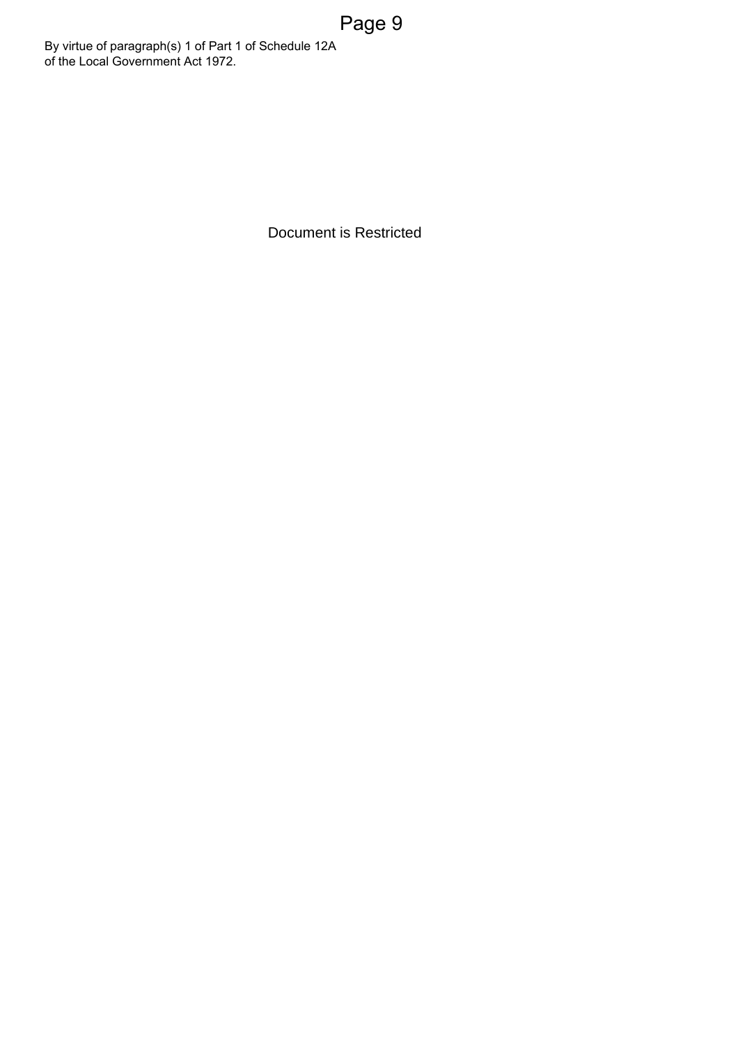By virtue of paragraph(s) 1 of Part 1 of Schedule 12A of the Local Government Act 1972.

Document is Restricted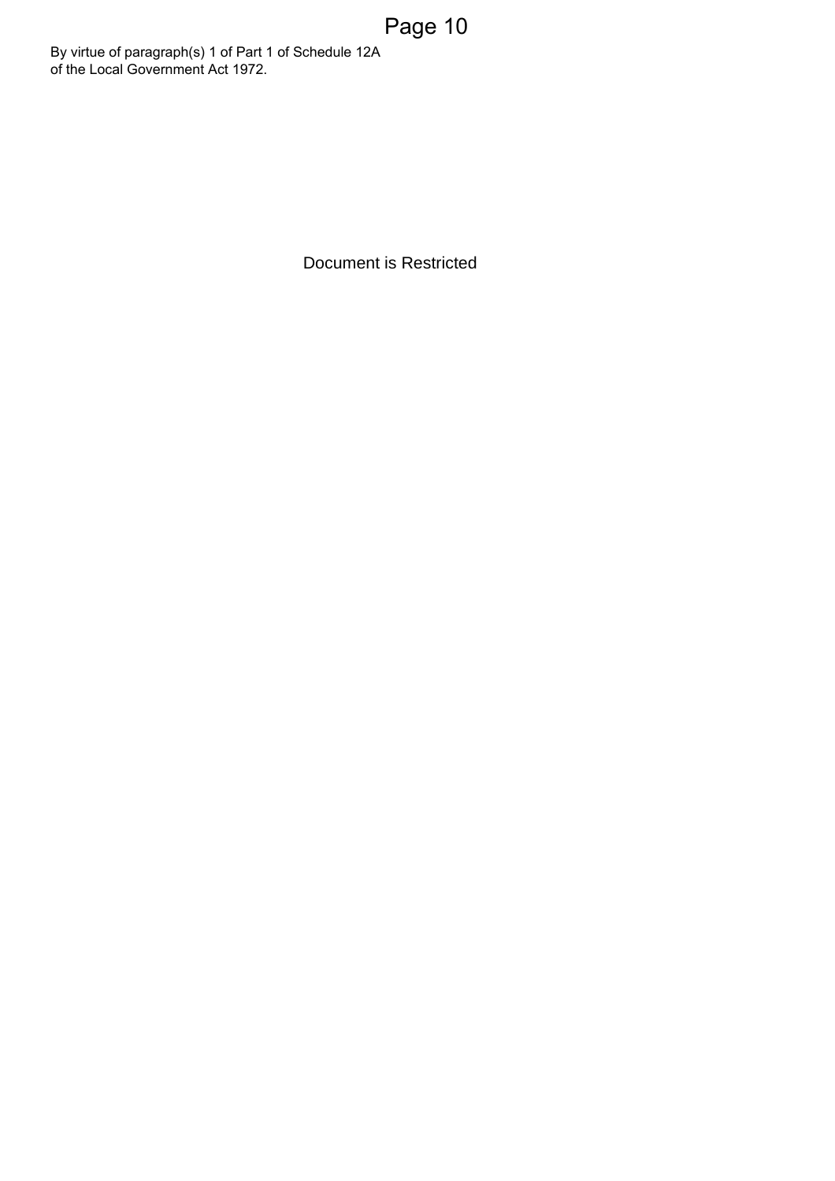By virtue of paragraph(s) 1 of Part 1 of Schedule 12A of the Local Government Act 1972.

Document is Restricted